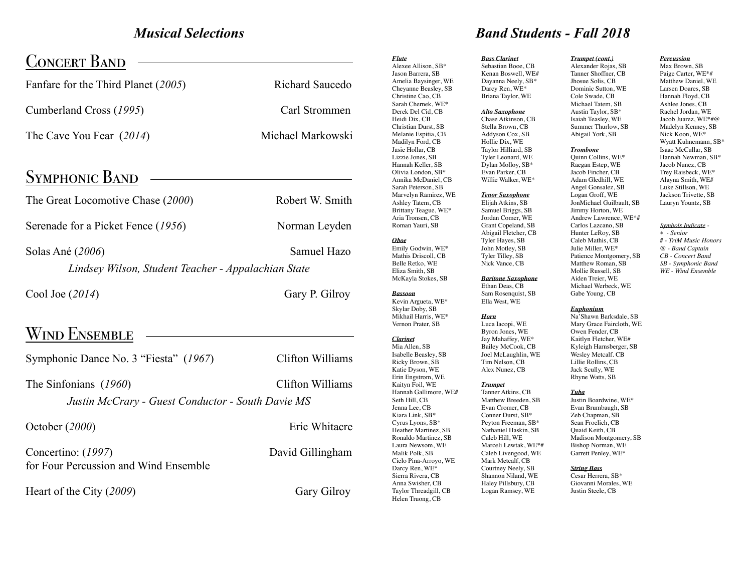# *Musical Selections*

## Concert Band

Fanfare for the Third Planet (*2005*) — Richard Saucedo

Cumberland Cross (*1995*) — Carl Strommen

The Cave You Fear (*2014*) — Michael Markowski

## Symphonic Band

The Great Locomotive Chase (*2000*) — Robert W. Smith

Serenade for a Picket Fence (*1956*) — Norman Leyden

Solas Ané (*2006*) — Samuel Hazo

*Lindsey Wilson, Student Teacher - Appalachian State*

Cool Joe (*2014*) — Gary P. Gilroy

## Wind Ensemble

Symphonic Dance No. 3 "Fiesta" (*1967*) — Clifton Williams

The Sinfonians (*1960*) — Clifton Williams

*Justin McCrary - Guest Conductor - South Davie MS*

October (*2000*) — Eric Whitacre

Concertino: (*1997*) for Four Percussion and Wind Ensemble — David Gillingham

Heart of the City (*2009*) — Gary Gilroy

# *Band Students - Fall 2018*

***Flute***
Alexee Allison, SB*
Jason Barrera, SB
Amelia Baysinger, WE
Cheyanne Beasley, SB
Christine Cao, CB
Sarah Chernek, WE*
Derek Del Cid, CB
Heidi Dix, CB
Christian Durst, SB
Melanie Espitia, CB
Madilyn Ford, CB
Jasie Hollar, CB
Lizzie Jones, SB
Hannah Keller, SB
Olivia London, SB*
Annika McDaniel, CB
Sarah Peterson, SB
Marvelyn Ramirez, WE
Ashley Tatem, CB
Brittany Teague, WE*
Aria Tronsen, CB
Roman Yauri, SB

***Oboe***
Emily Godwin, WE*
Mathis Driscoll, CB
Belle Retko, WE
Eliza Smith, SB
McKayla Stokes, SB

***Bassoon***
Kevin Argueta, WE*
Skylar Doby, SB
Mikhail Harris, WE*
Vernon Prater, SB

***Clarinet***
Mia Allen, SB
Isabelle Beasley, SB
Ricky Brown, SB
Katie Dyson, WE
Erin Engstrom, WE
Kaityn Foil, WE
Hannah Gallimore, WE#
Seth Hill, CB
Jenna Lee, CB
Kiara Link, SB*
Cyrus Lyons, SB*
Heather Martinez, SB
Ronaldo Martinez, SB
Laura Newsom, WE
Malik Polk, SB
Cielo Pina-Arroyo, WE
Darcy Ren, WE*
Sierra Rivera, CB
Anna Swisher, CB
Taylor Threadgill, CB
Helen Truong, CB

***Bass Clarinet***
Sebastian Booe, CB
Kenan Boswell, WE#
Dayanna Neely, SB*
Darcy Ren, WE*
Briana Taylor, WE

***Alto Saxophone***
Chase Atkinson, CB
Stella Brown, CB
Addyson Cox, SB
Hollie Dix, WE
Taylor Hilliard, SB
Tyler Leonard, WE
Dylan Molloy, SB*
Evan Parker, CB
Willie Walker, WE*

***Tenor Saxophone***
Elijah Atkins, SB
Samuel Briggs, SB
Jordan Comer, WE
Grant Copeland, SB
Abigail Fletcher, CB
Tyler Hayes, SB
John Motley, SB
Tyler Tilley, SB
Nick Vance, CB

***Baritone Saxophone***
Ethan Deas, CB
Sam Rosenquist, SB
Ella West, WE

***Horn***
Luca Iacopi, WE
Byron Jones, WE
Jay Mahaffey, WE*
Bailey McCook, CB
Joel McLaughlin, WE
Tim Nelson, CB
Alex Nunez, CB

***Trumpet***
Tanner Atkins, CB
Matthew Breeden, SB
Evan Cromer, CB
Conner Durst, SB*
Peyton Freeman, SB*
Nathaniel Haskin, SB
Caleb Hill, WE
Marceli Lewtak, WE*#
Caleb Livengood, WE
Mark Metcalf, CB
Courtney Neely, SB
Shannon Niland, WE
Haley Pillsbury, CB
Logan Ramsey, WE

***Trumpet (cont.)***
Alexander Rojas, SB
Tanner Shoffner, CB
Jhosue Solis, CB
Dominic Sutton, WE
Cole Swade, CB
Michael Tatem, SB
Austin Taylor, SB*
Isaiah Teasley, WE
Summer Thurlow, SB
Abigail York, SB

***Trombone***
Quinn Collins, WE*
Raegan Estep, WE
Jacob Fincher, CB
Adam Gledhill, WE
Angel Gonsalez, SB
Logan Groff, WE
JonMichael Guilbault, SB
Jimmy Horton, WE
Andrew Lawrence, WE*#
Carlos Lazcano, SB
Hunter LeRoy, SB
Caleb Mathis, CB
Julie Miller, WE*
Patience Montgomery, SB
Matthew Roman, SB
Mollie Russell, SB
Aiden Treier, WE
Michael Werbeck, WE
Gabe Young, CB

***Euphonium***
Na'Shawn Barksdale, SB
Mary Grace Faircloth, WE
Owen Fender, CB
Kaitlyn Fletcher, WE#
Kyleigh Harnsberger, SB
Wesley Metcalf. CB
Lillie Rollins, CB
Jack Scully, WE
Rhyne Watts, SB

***Tuba***
Justin Boardwine, WE*
Evan Brumbaugh, SB
Zeb Chapman, SB
Sean Froelich, CB
Quaid Keith, CB
Madison Montgomery, SB
Bishop Norman, WE
Garrett Penley, WE*

***String Bass***
Cesar Herrera, SB*
Giovanni Morales, WE
Justin Steele, CB

***Percussion***
Max Brown, SB
Paige Carter, WE*#
Matthew Daniel, WE
Larsen Doares, SB
Hannah Floyd, CB
Ashlee Jones, CB
Rachel Jordan, WE
Jacob Juarez, WE*#@
Madelyn Kenney, SB
Nick Koon, WE*
Wyatt Kuhnemann, SB*
Isaac McCullar, SB
Hannah Newman, SB*
Jacob Nunez, CB
Trey Raisbeck, WE*
Alayna Smith, WE#
Luke Stillson, WE
Jackson Trivette, SB
Lauryn Yountz, SB

*Symbols Indicate -*
*\* - Senior*
*# - TriM Music Honors*
*@ - Band Captain*
*CB - Concert Band*
*SB - Symphonic Band*
*WE - Wind Ensemble*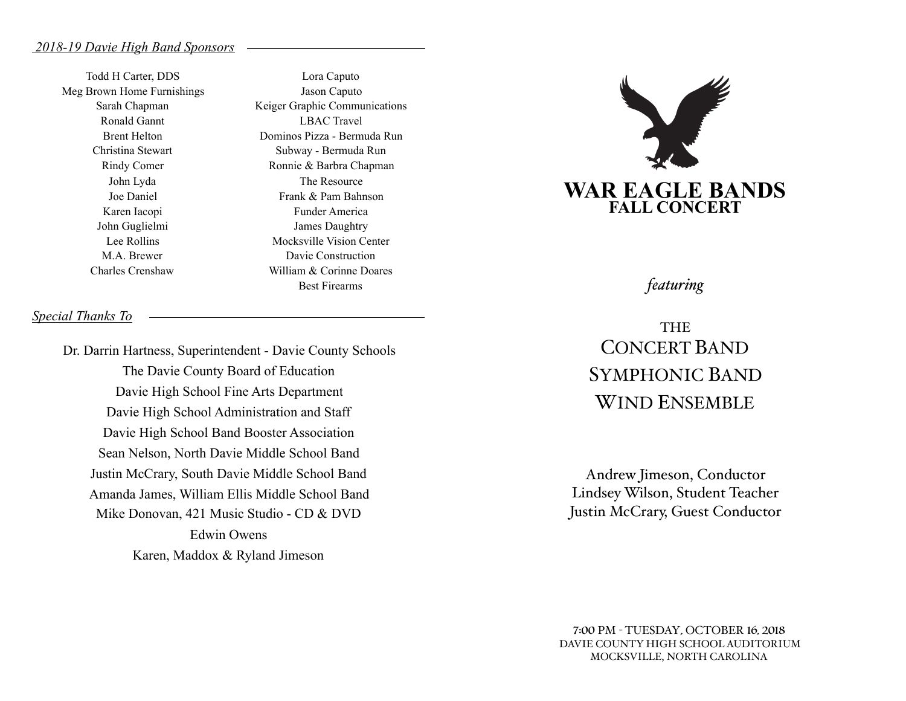*2018-19 Davie High Band Sponsors*

Todd H Carter, DDS
Meg Brown Home Furnishings
Sarah Chapman
Ronald Gannt
Brent Helton
Christina Stewart
Rindy Comer
John Lyda
Joe Daniel
Karen Iacopi
John Guglielmi
Lee Rollins
M.A. Brewer
Charles Crenshaw

Lora Caputo
Jason Caputo
Keiger Graphic Communications
LBAC Travel
Dominos Pizza - Bermuda Run
Subway - Bermuda Run
Ronnie & Barbra Chapman
The Resource
Frank & Pam Bahnson
Funder America
James Daughtry
Mocksville Vision Center
Davie Construction
William & Corinne Doares
Best Firearms

*Special Thanks To*

Dr. Darrin Hartness, Superintendent - Davie County Schools
The Davie County Board of Education
Davie High School Fine Arts Department
Davie High School Administration and Staff
Davie High School Band Booster Association
Sean Nelson, North Davie Middle School Band
Justin McCrary, South Davie Middle School Band
Amanda James, William Ellis Middle School Band
Mike Donovan, 421 Music Studio - CD & DVD
Edwin Owens
Karen, Maddox & Ryland Jimeson

# WAR EAGLE BANDS
## FALL CONCERT

*featuring*

THE
CONCERT BAND
SYMPHONIC BAND
WIND ENSEMBLE

Andrew Jimeson, Conductor
Lindsey Wilson, Student Teacher
Justin McCrary, Guest Conductor

7:00 PM - TUESDAY, OCTOBER 16, 2018
DAVIE COUNTY HIGH SCHOOL AUDITORIUM
MOCKSVILLE, NORTH CAROLINA